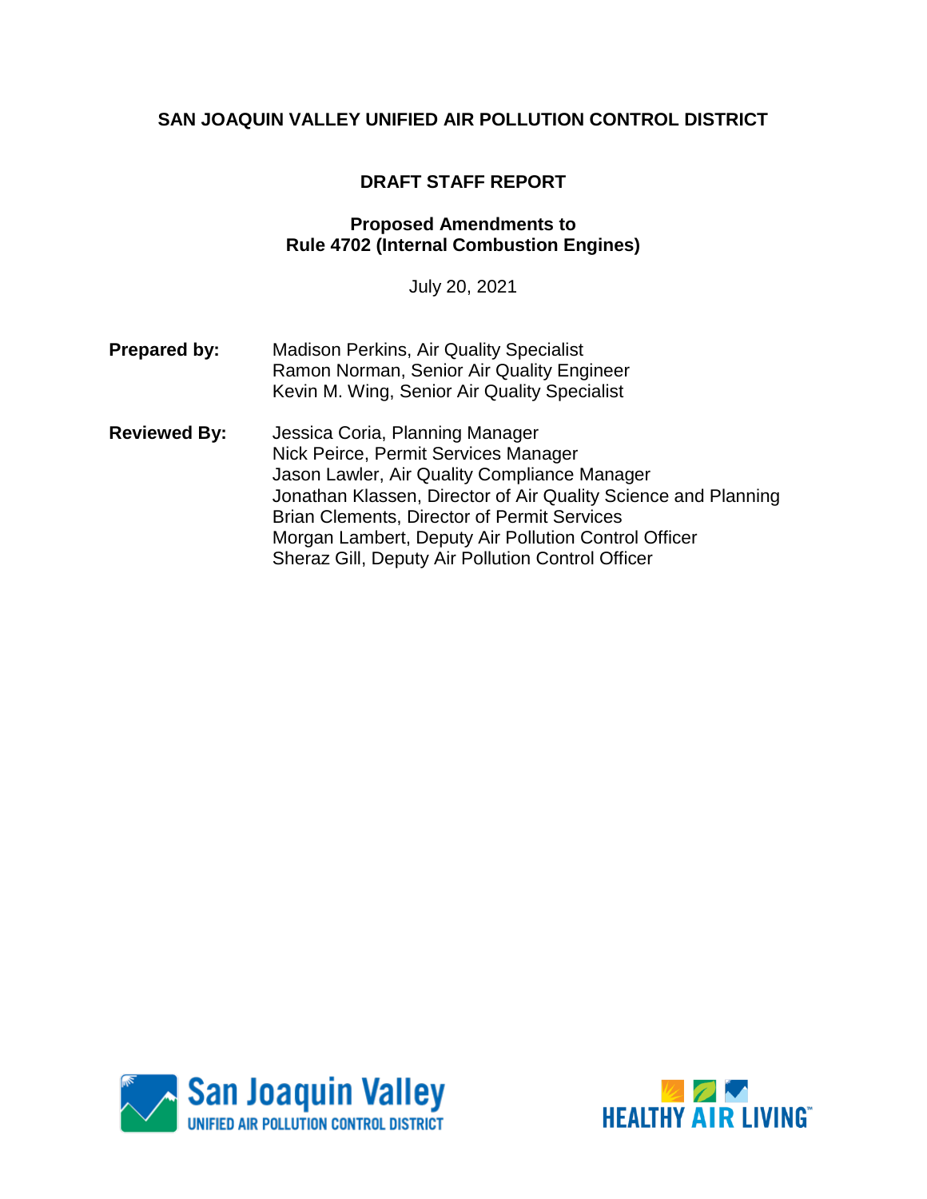**SAN JOAQUIN VALLEY UNIFIED AIR POLLUTION CONTROL DISTRICT**

# DRAFT STAFF REPORT

## Proposed Amendments to Rule 4702 (Internal Combustion Engines)

July 20, 2021

| | |
|---|---|
| **Prepared by:** | Madison Perkins, Air Quality Specialist<br>Ramon Norman, Senior Air Quality Engineer<br>Kevin M. Wing, Senior Air Quality Specialist |
| **Reviewed By:** | Jessica Coria, Planning Manager<br>Nick Peirce, Permit Services Manager<br>Jason Lawler, Air Quality Compliance Manager<br>Jonathan Klassen, Director of Air Quality Science and Planning<br>Brian Clements, Director of Permit Services<br>Morgan Lambert, Deputy Air Pollution Control Officer<br>Sheraz Gill, Deputy Air Pollution Control Officer |

San Joaquin Valley
UNIFIED AIR POLLUTION CONTROL DISTRICT

HEALTHY AIR LIVING™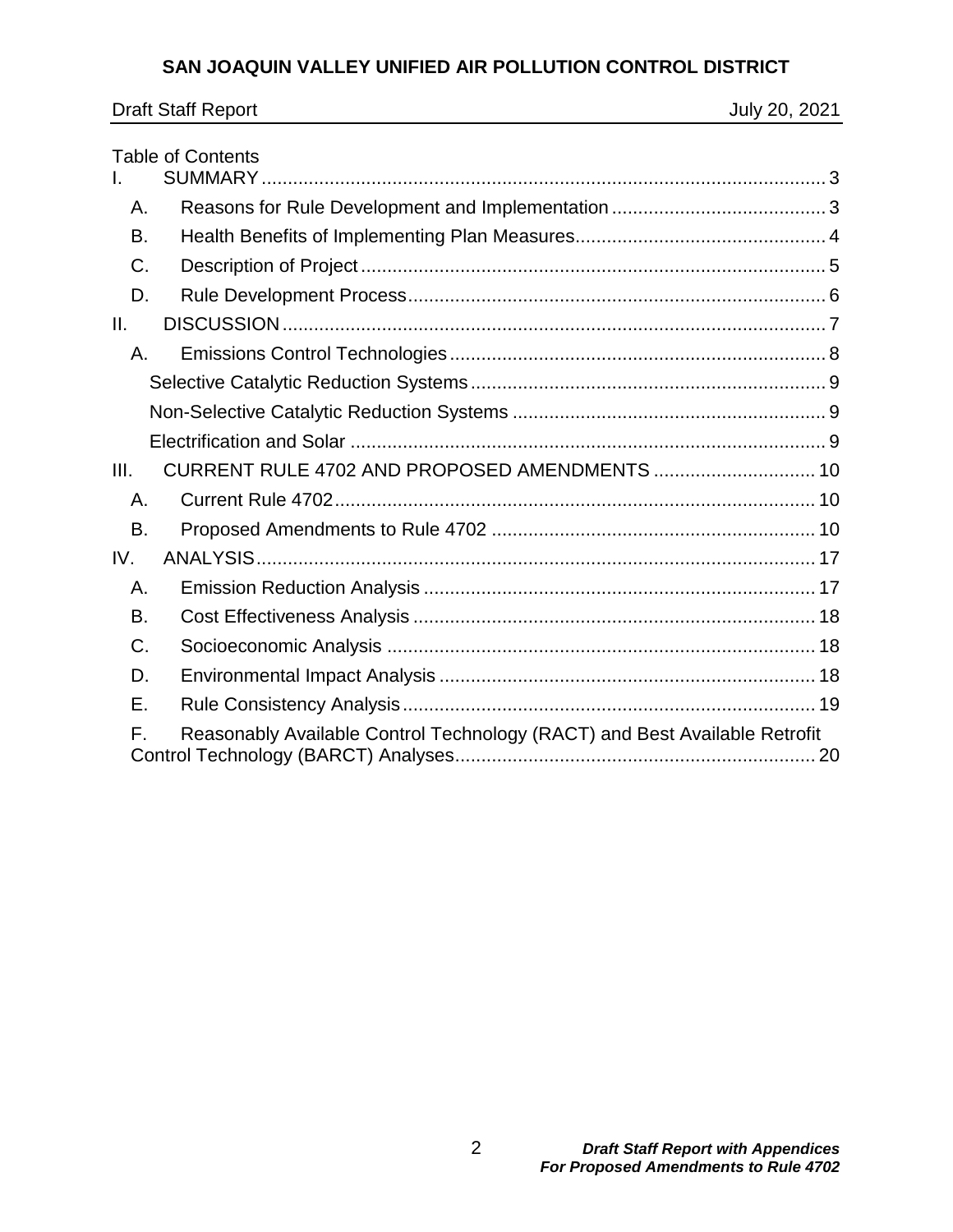Table of Contents

- I. SUMMARY ... 3
  - A. Reasons for Rule Development and Implementation ... 3
  - B. Health Benefits of Implementing Plan Measures ... 4
  - C. Description of Project ... 5
  - D. Rule Development Process ... 6
- II. DISCUSSION ... 7
  - A. Emissions Control Technologies ... 8
    - Selective Catalytic Reduction Systems ... 9
    - Non-Selective Catalytic Reduction Systems ... 9
    - Electrification and Solar ... 9
- III. CURRENT RULE 4702 AND PROPOSED AMENDMENTS ... 10
  - A. Current Rule 4702 ... 10
  - B. Proposed Amendments to Rule 4702 ... 10
- IV. ANALYSIS ... 17
  - A. Emission Reduction Analysis ... 17
  - B. Cost Effectiveness Analysis ... 18
  - C. Socioeconomic Analysis ... 18
  - D. Environmental Impact Analysis ... 18
  - E. Rule Consistency Analysis ... 19
  - F. Reasonably Available Control Technology (RACT) and Best Available Retrofit Control Technology (BARCT) Analyses ... 20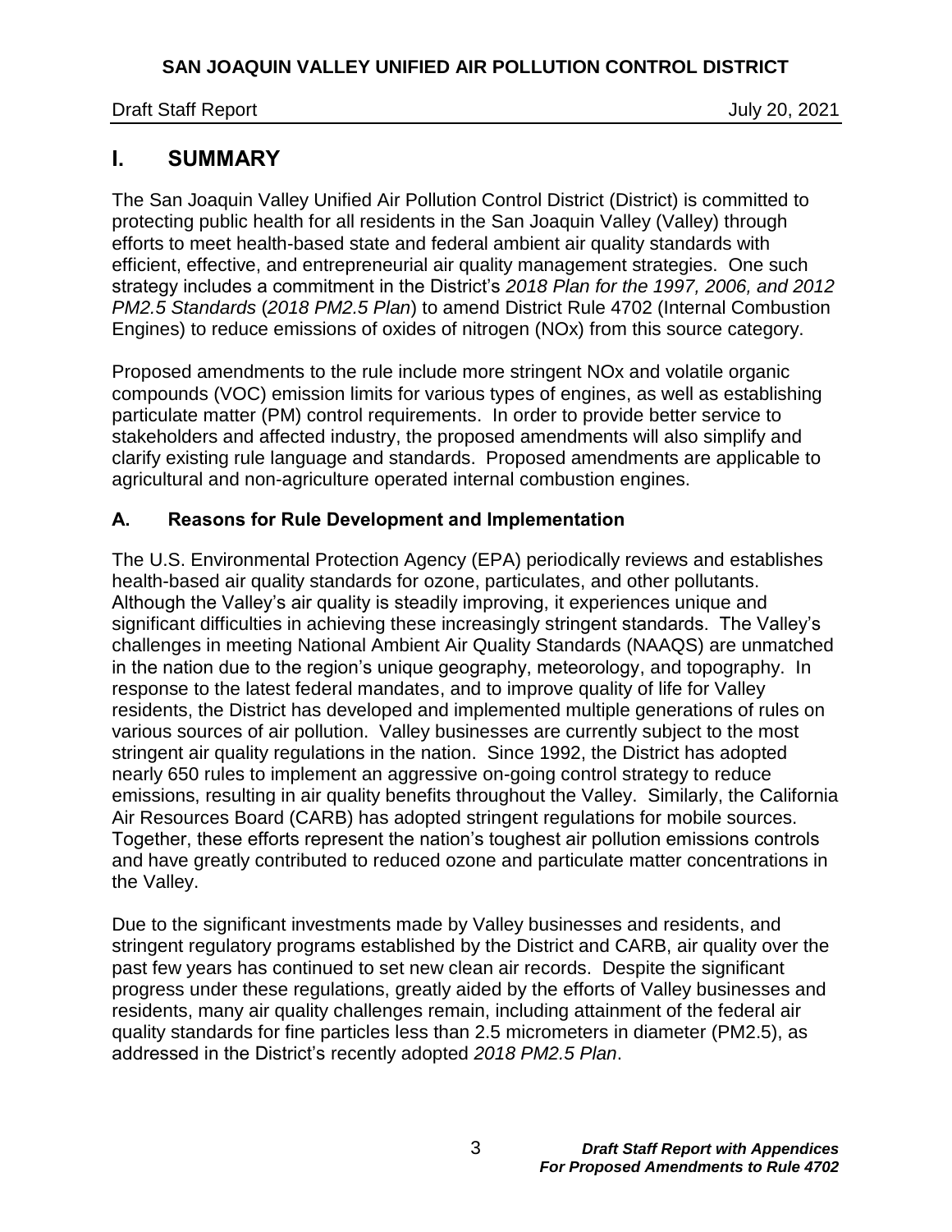# I. SUMMARY

The San Joaquin Valley Unified Air Pollution Control District (District) is committed to protecting public health for all residents in the San Joaquin Valley (Valley) through efforts to meet health-based state and federal ambient air quality standards with efficient, effective, and entrepreneurial air quality management strategies. One such strategy includes a commitment in the District's *2018 Plan for the 1997, 2006, and 2012 PM2.5 Standards* (*2018 PM2.5 Plan*) to amend District Rule 4702 (Internal Combustion Engines) to reduce emissions of oxides of nitrogen (NOx) from this source category.

Proposed amendments to the rule include more stringent NOx and volatile organic compounds (VOC) emission limits for various types of engines, as well as establishing particulate matter (PM) control requirements. In order to provide better service to stakeholders and affected industry, the proposed amendments will also simplify and clarify existing rule language and standards. Proposed amendments are applicable to agricultural and non-agriculture operated internal combustion engines.

## A. Reasons for Rule Development and Implementation

The U.S. Environmental Protection Agency (EPA) periodically reviews and establishes health-based air quality standards for ozone, particulates, and other pollutants. Although the Valley's air quality is steadily improving, it experiences unique and significant difficulties in achieving these increasingly stringent standards. The Valley's challenges in meeting National Ambient Air Quality Standards (NAAQS) are unmatched in the nation due to the region's unique geography, meteorology, and topography. In response to the latest federal mandates, and to improve quality of life for Valley residents, the District has developed and implemented multiple generations of rules on various sources of air pollution. Valley businesses are currently subject to the most stringent air quality regulations in the nation. Since 1992, the District has adopted nearly 650 rules to implement an aggressive on-going control strategy to reduce emissions, resulting in air quality benefits throughout the Valley. Similarly, the California Air Resources Board (CARB) has adopted stringent regulations for mobile sources. Together, these efforts represent the nation's toughest air pollution emissions controls and have greatly contributed to reduced ozone and particulate matter concentrations in the Valley.

Due to the significant investments made by Valley businesses and residents, and stringent regulatory programs established by the District and CARB, air quality over the past few years has continued to set new clean air records. Despite the significant progress under these regulations, greatly aided by the efforts of Valley businesses and residents, many air quality challenges remain, including attainment of the federal air quality standards for fine particles less than 2.5 micrometers in diameter (PM2.5), as addressed in the District's recently adopted *2018 PM2.5 Plan*.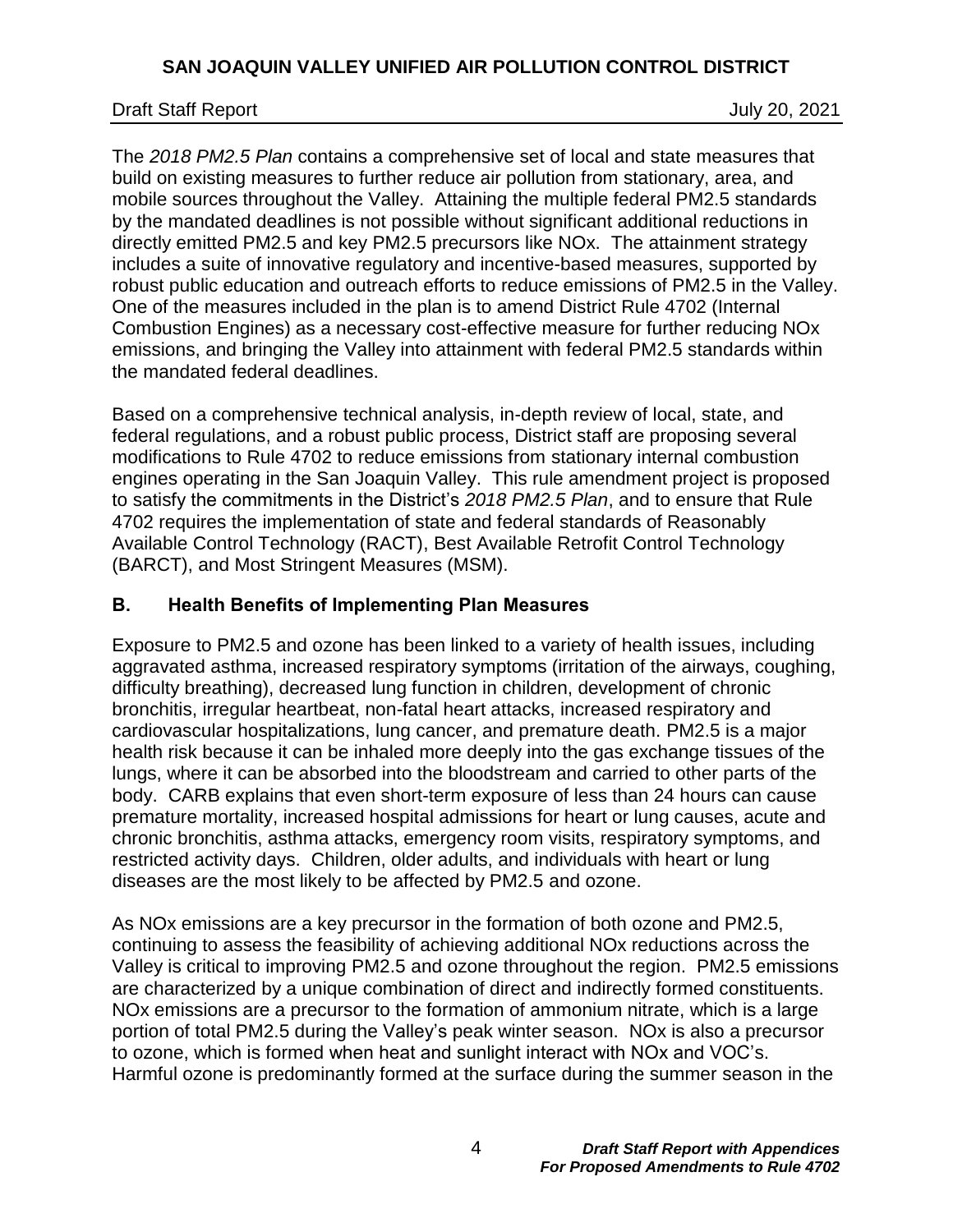The *2018 PM2.5 Plan* contains a comprehensive set of local and state measures that build on existing measures to further reduce air pollution from stationary, area, and mobile sources throughout the Valley. Attaining the multiple federal PM2.5 standards by the mandated deadlines is not possible without significant additional reductions in directly emitted PM2.5 and key PM2.5 precursors like NOx. The attainment strategy includes a suite of innovative regulatory and incentive-based measures, supported by robust public education and outreach efforts to reduce emissions of PM2.5 in the Valley. One of the measures included in the plan is to amend District Rule 4702 (Internal Combustion Engines) as a necessary cost-effective measure for further reducing NOx emissions, and bringing the Valley into attainment with federal PM2.5 standards within the mandated federal deadlines.

Based on a comprehensive technical analysis, in-depth review of local, state, and federal regulations, and a robust public process, District staff are proposing several modifications to Rule 4702 to reduce emissions from stationary internal combustion engines operating in the San Joaquin Valley. This rule amendment project is proposed to satisfy the commitments in the District's *2018 PM2.5 Plan*, and to ensure that Rule 4702 requires the implementation of state and federal standards of Reasonably Available Control Technology (RACT), Best Available Retrofit Control Technology (BARCT), and Most Stringent Measures (MSM).

## B. Health Benefits of Implementing Plan Measures

Exposure to PM2.5 and ozone has been linked to a variety of health issues, including aggravated asthma, increased respiratory symptoms (irritation of the airways, coughing, difficulty breathing), decreased lung function in children, development of chronic bronchitis, irregular heartbeat, non-fatal heart attacks, increased respiratory and cardiovascular hospitalizations, lung cancer, and premature death. PM2.5 is a major health risk because it can be inhaled more deeply into the gas exchange tissues of the lungs, where it can be absorbed into the bloodstream and carried to other parts of the body. CARB explains that even short-term exposure of less than 24 hours can cause premature mortality, increased hospital admissions for heart or lung causes, acute and chronic bronchitis, asthma attacks, emergency room visits, respiratory symptoms, and restricted activity days. Children, older adults, and individuals with heart or lung diseases are the most likely to be affected by PM2.5 and ozone.

As NOx emissions are a key precursor in the formation of both ozone and PM2.5, continuing to assess the feasibility of achieving additional NOx reductions across the Valley is critical to improving PM2.5 and ozone throughout the region. PM2.5 emissions are characterized by a unique combination of direct and indirectly formed constituents. NOx emissions are a precursor to the formation of ammonium nitrate, which is a large portion of total PM2.5 during the Valley's peak winter season. NOx is also a precursor to ozone, which is formed when heat and sunlight interact with NOx and VOC's. Harmful ozone is predominantly formed at the surface during the summer season in the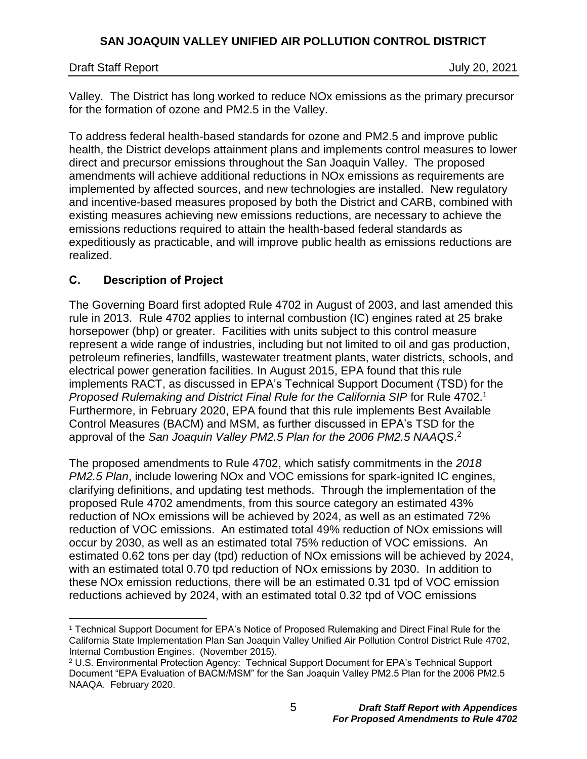Valley. The District has long worked to reduce NOx emissions as the primary precursor for the formation of ozone and PM2.5 in the Valley.

To address federal health-based standards for ozone and PM2.5 and improve public health, the District develops attainment plans and implements control measures to lower direct and precursor emissions throughout the San Joaquin Valley. The proposed amendments will achieve additional reductions in NOx emissions as requirements are implemented by affected sources, and new technologies are installed. New regulatory and incentive-based measures proposed by both the District and CARB, combined with existing measures achieving new emissions reductions, are necessary to achieve the emissions reductions required to attain the health-based federal standards as expeditiously as practicable, and will improve public health as emissions reductions are realized.

## C. Description of Project

The Governing Board first adopted Rule 4702 in August of 2003, and last amended this rule in 2013. Rule 4702 applies to internal combustion (IC) engines rated at 25 brake horsepower (bhp) or greater. Facilities with units subject to this control measure represent a wide range of industries, including but not limited to oil and gas production, petroleum refineries, landfills, wastewater treatment plants, water districts, schools, and electrical power generation facilities. In August 2015, EPA found that this rule implements RACT, as discussed in EPA's Technical Support Document (TSD) for the *Proposed Rulemaking and District Final Rule for the California SIP* for Rule 4702.[1] Furthermore, in February 2020, EPA found that this rule implements Best Available Control Measures (BACM) and MSM, as further discussed in EPA's TSD for the approval of the *San Joaquin Valley PM2.5 Plan for the 2006 PM2.5 NAAQS*.[2]

The proposed amendments to Rule 4702, which satisfy commitments in the *2018 PM2.5 Plan*, include lowering NOx and VOC emissions for spark-ignited IC engines, clarifying definitions, and updating test methods. Through the implementation of the proposed Rule 4702 amendments, from this source category an estimated 43% reduction of NOx emissions will be achieved by 2024, as well as an estimated 72% reduction of VOC emissions. An estimated total 49% reduction of NOx emissions will occur by 2030, as well as an estimated 75% reduction of VOC emissions. An estimated 0.62 tons per day (tpd) reduction of NOx emissions will be achieved by 2024, with an estimated total 0.70 tpd reduction of NOx emissions by 2030. In addition to these NOx emission reductions, there will be an estimated 0.31 tpd of VOC emission reductions achieved by 2024, with an estimated total 0.32 tpd of VOC emissions

---

[1] Technical Support Document for EPA's Notice of Proposed Rulemaking and Direct Final Rule for the California State Implementation Plan San Joaquin Valley Unified Air Pollution Control District Rule 4702, Internal Combustion Engines. (November 2015).

[2] U.S. Environmental Protection Agency: Technical Support Document for EPA's Technical Support Document "EPA Evaluation of BACM/MSM" for the San Joaquin Valley PM2.5 Plan for the 2006 PM2.5 NAAQA. February 2020.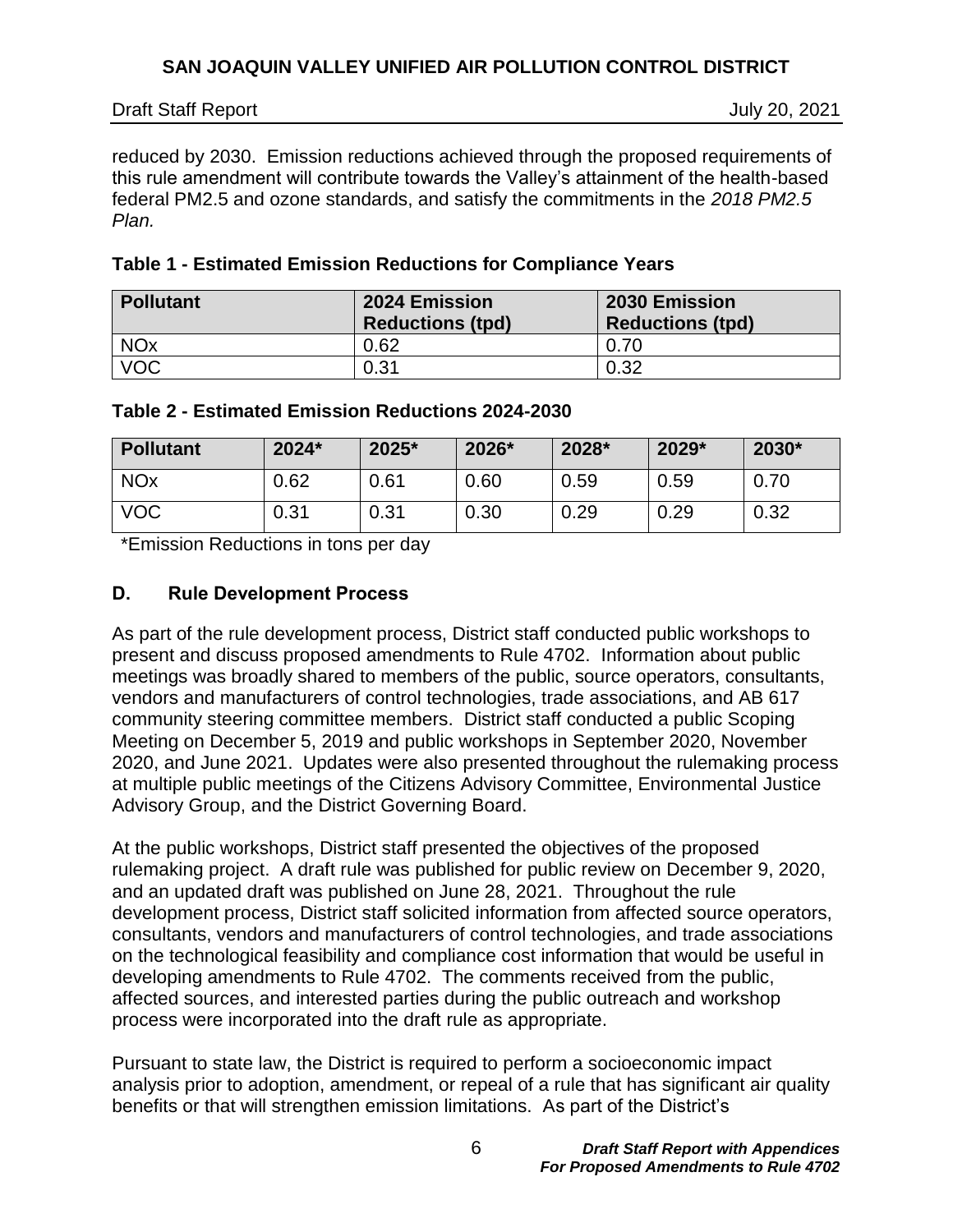reduced by 2030. Emission reductions achieved through the proposed requirements of this rule amendment will contribute towards the Valley's attainment of the health-based federal PM2.5 and ozone standards, and satisfy the commitments in the *2018 PM2.5 Plan.*

**Table 1 - Estimated Emission Reductions for Compliance Years**

| Pollutant | 2024 Emission Reductions (tpd) | 2030 Emission Reductions (tpd) |
|---|---|---|
| NOx | 0.62 | 0.70 |
| VOC | 0.31 | 0.32 |

**Table 2 - Estimated Emission Reductions 2024-2030**

| Pollutant | 2024* | 2025* | 2026* | 2028* | 2029* | 2030* |
|---|---|---|---|---|---|---|
| NOx | 0.62 | 0.61 | 0.60 | 0.59 | 0.59 | 0.70 |
| VOC | 0.31 | 0.31 | 0.30 | 0.29 | 0.29 | 0.32 |

\*Emission Reductions in tons per day

### D. Rule Development Process

As part of the rule development process, District staff conducted public workshops to present and discuss proposed amendments to Rule 4702. Information about public meetings was broadly shared to members of the public, source operators, consultants, vendors and manufacturers of control technologies, trade associations, and AB 617 community steering committee members. District staff conducted a public Scoping Meeting on December 5, 2019 and public workshops in September 2020, November 2020, and June 2021. Updates were also presented throughout the rulemaking process at multiple public meetings of the Citizens Advisory Committee, Environmental Justice Advisory Group, and the District Governing Board.

At the public workshops, District staff presented the objectives of the proposed rulemaking project. A draft rule was published for public review on December 9, 2020, and an updated draft was published on June 28, 2021. Throughout the rule development process, District staff solicited information from affected source operators, consultants, vendors and manufacturers of control technologies, and trade associations on the technological feasibility and compliance cost information that would be useful in developing amendments to Rule 4702. The comments received from the public, affected sources, and interested parties during the public outreach and workshop process were incorporated into the draft rule as appropriate.

Pursuant to state law, the District is required to perform a socioeconomic impact analysis prior to adoption, amendment, or repeal of a rule that has significant air quality benefits or that will strengthen emission limitations. As part of the District's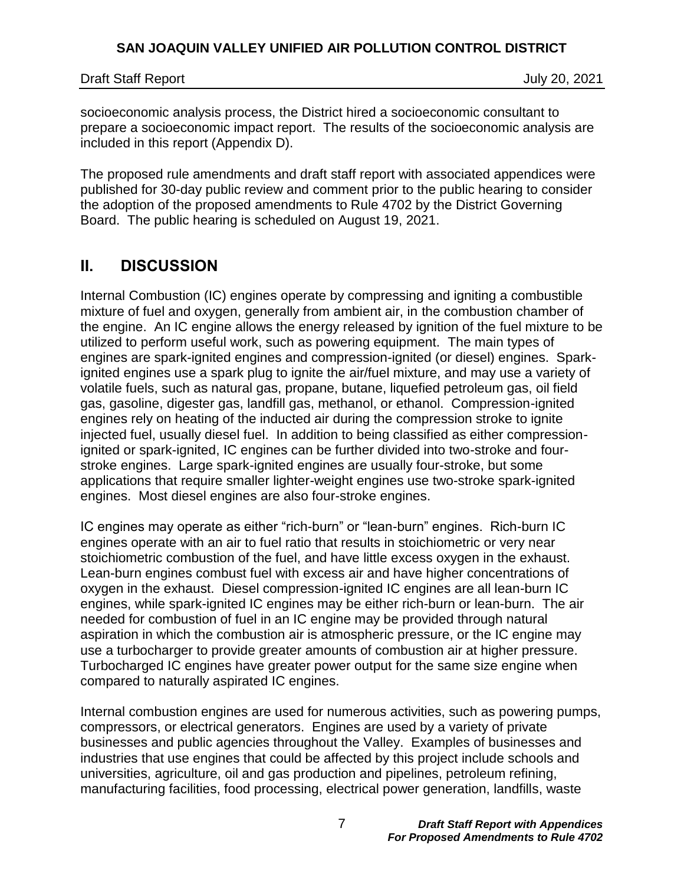socioeconomic analysis process, the District hired a socioeconomic consultant to prepare a socioeconomic impact report. The results of the socioeconomic analysis are included in this report (Appendix D).

The proposed rule amendments and draft staff report with associated appendices were published for 30-day public review and comment prior to the public hearing to consider the adoption of the proposed amendments to Rule 4702 by the District Governing Board. The public hearing is scheduled on August 19, 2021.

## II. DISCUSSION

Internal Combustion (IC) engines operate by compressing and igniting a combustible mixture of fuel and oxygen, generally from ambient air, in the combustion chamber of the engine. An IC engine allows the energy released by ignition of the fuel mixture to be utilized to perform useful work, such as powering equipment. The main types of engines are spark-ignited engines and compression-ignited (or diesel) engines. Spark-ignited engines use a spark plug to ignite the air/fuel mixture, and may use a variety of volatile fuels, such as natural gas, propane, butane, liquefied petroleum gas, oil field gas, gasoline, digester gas, landfill gas, methanol, or ethanol. Compression-ignited engines rely on heating of the inducted air during the compression stroke to ignite injected fuel, usually diesel fuel. In addition to being classified as either compression-ignited or spark-ignited, IC engines can be further divided into two-stroke and four-stroke engines. Large spark-ignited engines are usually four-stroke, but some applications that require smaller lighter-weight engines use two-stroke spark-ignited engines. Most diesel engines are also four-stroke engines.

IC engines may operate as either "rich-burn" or "lean-burn" engines. Rich-burn IC engines operate with an air to fuel ratio that results in stoichiometric or very near stoichiometric combustion of the fuel, and have little excess oxygen in the exhaust. Lean-burn engines combust fuel with excess air and have higher concentrations of oxygen in the exhaust. Diesel compression-ignited IC engines are all lean-burn IC engines, while spark-ignited IC engines may be either rich-burn or lean-burn. The air needed for combustion of fuel in an IC engine may be provided through natural aspiration in which the combustion air is atmospheric pressure, or the IC engine may use a turbocharger to provide greater amounts of combustion air at higher pressure. Turbocharged IC engines have greater power output for the same size engine when compared to naturally aspirated IC engines.

Internal combustion engines are used for numerous activities, such as powering pumps, compressors, or electrical generators. Engines are used by a variety of private businesses and public agencies throughout the Valley. Examples of businesses and industries that use engines that could be affected by this project include schools and universities, agriculture, oil and gas production and pipelines, petroleum refining, manufacturing facilities, food processing, electrical power generation, landfills, waste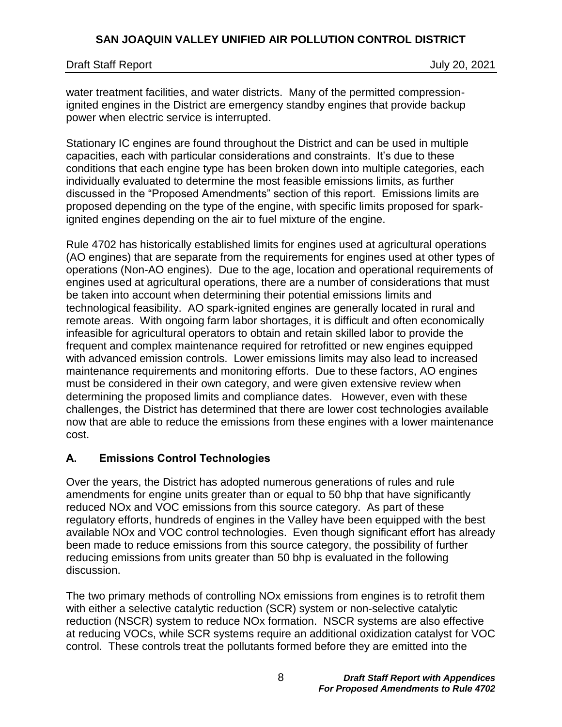water treatment facilities, and water districts. Many of the permitted compression-ignited engines in the District are emergency standby engines that provide backup power when electric service is interrupted.

Stationary IC engines are found throughout the District and can be used in multiple capacities, each with particular considerations and constraints. It's due to these conditions that each engine type has been broken down into multiple categories, each individually evaluated to determine the most feasible emissions limits, as further discussed in the "Proposed Amendments" section of this report. Emissions limits are proposed depending on the type of the engine, with specific limits proposed for spark-ignited engines depending on the air to fuel mixture of the engine.

Rule 4702 has historically established limits for engines used at agricultural operations (AO engines) that are separate from the requirements for engines used at other types of operations (Non-AO engines). Due to the age, location and operational requirements of engines used at agricultural operations, there are a number of considerations that must be taken into account when determining their potential emissions limits and technological feasibility. AO spark-ignited engines are generally located in rural and remote areas. With ongoing farm labor shortages, it is difficult and often economically infeasible for agricultural operators to obtain and retain skilled labor to provide the frequent and complex maintenance required for retrofitted or new engines equipped with advanced emission controls. Lower emissions limits may also lead to increased maintenance requirements and monitoring efforts. Due to these factors, AO engines must be considered in their own category, and were given extensive review when determining the proposed limits and compliance dates. However, even with these challenges, the District has determined that there are lower cost technologies available now that are able to reduce the emissions from these engines with a lower maintenance cost.

## A. Emissions Control Technologies

Over the years, the District has adopted numerous generations of rules and rule amendments for engine units greater than or equal to 50 bhp that have significantly reduced NOx and VOC emissions from this source category. As part of these regulatory efforts, hundreds of engines in the Valley have been equipped with the best available NOx and VOC control technologies. Even though significant effort has already been made to reduce emissions from this source category, the possibility of further reducing emissions from units greater than 50 bhp is evaluated in the following discussion.

The two primary methods of controlling NOx emissions from engines is to retrofit them with either a selective catalytic reduction (SCR) system or non-selective catalytic reduction (NSCR) system to reduce NOx formation. NSCR systems are also effective at reducing VOCs, while SCR systems require an additional oxidization catalyst for VOC control. These controls treat the pollutants formed before they are emitted into the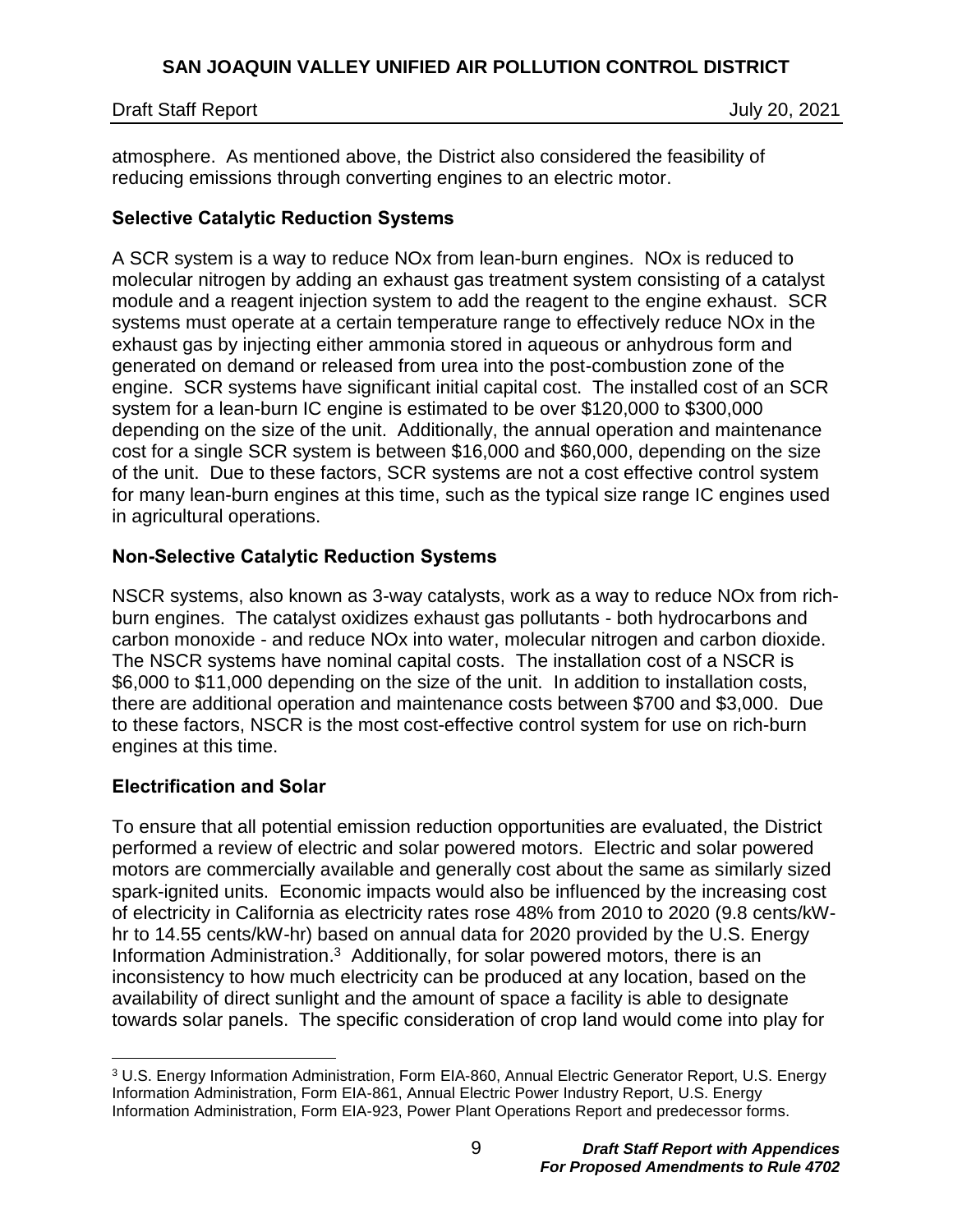atmosphere. As mentioned above, the District also considered the feasibility of reducing emissions through converting engines to an electric motor.

### Selective Catalytic Reduction Systems

A SCR system is a way to reduce NOx from lean-burn engines. NOx is reduced to molecular nitrogen by adding an exhaust gas treatment system consisting of a catalyst module and a reagent injection system to add the reagent to the engine exhaust. SCR systems must operate at a certain temperature range to effectively reduce NOx in the exhaust gas by injecting either ammonia stored in aqueous or anhydrous form and generated on demand or released from urea into the post-combustion zone of the engine. SCR systems have significant initial capital cost. The installed cost of an SCR system for a lean-burn IC engine is estimated to be over $120,000 to $300,000 depending on the size of the unit. Additionally, the annual operation and maintenance cost for a single SCR system is between $16,000 and $60,000, depending on the size of the unit. Due to these factors, SCR systems are not a cost effective control system for many lean-burn engines at this time, such as the typical size range IC engines used in agricultural operations.

### Non-Selective Catalytic Reduction Systems

NSCR systems, also known as 3-way catalysts, work as a way to reduce NOx from rich-burn engines. The catalyst oxidizes exhaust gas pollutants - both hydrocarbons and carbon monoxide - and reduce NOx into water, molecular nitrogen and carbon dioxide. The NSCR systems have nominal capital costs. The installation cost of a NSCR is $6,000 to $11,000 depending on the size of the unit. In addition to installation costs, there are additional operation and maintenance costs between $700 and $3,000. Due to these factors, NSCR is the most cost-effective control system for use on rich-burn engines at this time.

### Electrification and Solar

To ensure that all potential emission reduction opportunities are evaluated, the District performed a review of electric and solar powered motors. Electric and solar powered motors are commercially available and generally cost about the same as similarly sized spark-ignited units. Economic impacts would also be influenced by the increasing cost of electricity in California as electricity rates rose 48% from 2010 to 2020 (9.8 cents/kW-hr to 14.55 cents/kW-hr) based on annual data for 2020 provided by the U.S. Energy Information Administration.[3] Additionally, for solar powered motors, there is an inconsistency to how much electricity can be produced at any location, based on the availability of direct sunlight and the amount of space a facility is able to designate towards solar panels. The specific consideration of crop land would come into play for

---

[3] U.S. Energy Information Administration, Form EIA-860, Annual Electric Generator Report, U.S. Energy Information Administration, Form EIA-861, Annual Electric Power Industry Report, U.S. Energy Information Administration, Form EIA-923, Power Plant Operations Report and predecessor forms.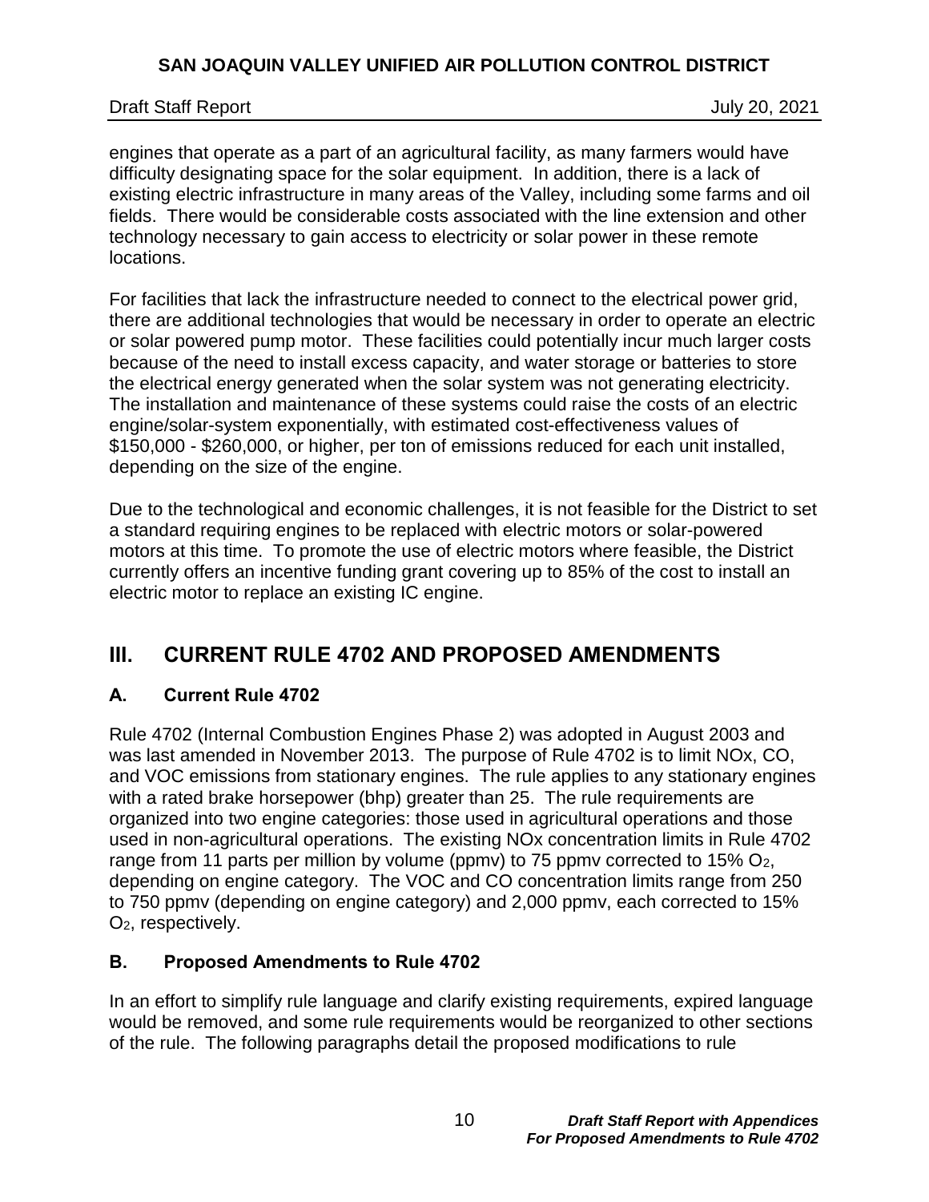engines that operate as a part of an agricultural facility, as many farmers would have difficulty designating space for the solar equipment. In addition, there is a lack of existing electric infrastructure in many areas of the Valley, including some farms and oil fields. There would be considerable costs associated with the line extension and other technology necessary to gain access to electricity or solar power in these remote locations.

For facilities that lack the infrastructure needed to connect to the electrical power grid, there are additional technologies that would be necessary in order to operate an electric or solar powered pump motor. These facilities could potentially incur much larger costs because of the need to install excess capacity, and water storage or batteries to store the electrical energy generated when the solar system was not generating electricity. The installation and maintenance of these systems could raise the costs of an electric engine/solar-system exponentially, with estimated cost-effectiveness values of \$150,000 - \$260,000, or higher, per ton of emissions reduced for each unit installed, depending on the size of the engine.

Due to the technological and economic challenges, it is not feasible for the District to set a standard requiring engines to be replaced with electric motors or solar-powered motors at this time. To promote the use of electric motors where feasible, the District currently offers an incentive funding grant covering up to 85% of the cost to install an electric motor to replace an existing IC engine.

# III. CURRENT RULE 4702 AND PROPOSED AMENDMENTS

## A. Current Rule 4702

Rule 4702 (Internal Combustion Engines Phase 2) was adopted in August 2003 and was last amended in November 2013. The purpose of Rule 4702 is to limit NOx, CO, and VOC emissions from stationary engines. The rule applies to any stationary engines with a rated brake horsepower (bhp) greater than 25. The rule requirements are organized into two engine categories: those used in agricultural operations and those used in non-agricultural operations. The existing NOx concentration limits in Rule 4702 range from 11 parts per million by volume (ppmv) to 75 ppmv corrected to 15% $O_2$, depending on engine category. The VOC and CO concentration limits range from 250 to 750 ppmv (depending on engine category) and 2,000 ppmv, each corrected to 15% $O_2$, respectively.

## B. Proposed Amendments to Rule 4702

In an effort to simplify rule language and clarify existing requirements, expired language would be removed, and some rule requirements would be reorganized to other sections of the rule. The following paragraphs detail the proposed modifications to rule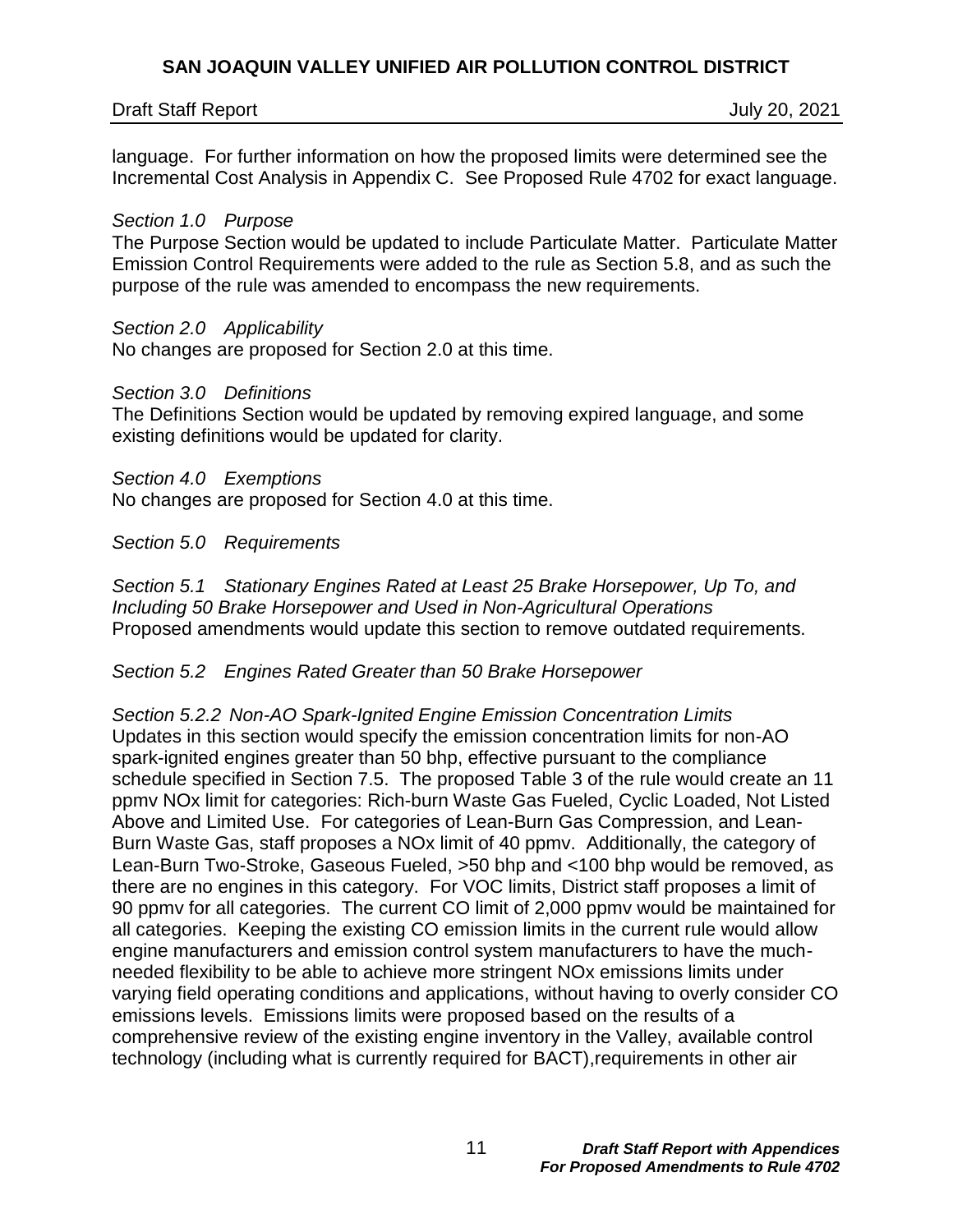language. For further information on how the proposed limits were determined see the Incremental Cost Analysis in Appendix C. See Proposed Rule 4702 for exact language.

*Section 1.0 Purpose*

The Purpose Section would be updated to include Particulate Matter. Particulate Matter Emission Control Requirements were added to the rule as Section 5.8, and as such the purpose of the rule was amended to encompass the new requirements.

*Section 2.0 Applicability*

No changes are proposed for Section 2.0 at this time.

*Section 3.0 Definitions*

The Definitions Section would be updated by removing expired language, and some existing definitions would be updated for clarity.

*Section 4.0 Exemptions*

No changes are proposed for Section 4.0 at this time.

*Section 5.0 Requirements*

*Section 5.1 Stationary Engines Rated at Least 25 Brake Horsepower, Up To, and Including 50 Brake Horsepower and Used in Non-Agricultural Operations*

Proposed amendments would update this section to remove outdated requirements.

*Section 5.2 Engines Rated Greater than 50 Brake Horsepower*

*Section 5.2.2 Non-AO Spark-Ignited Engine Emission Concentration Limits*

Updates in this section would specify the emission concentration limits for non-AO spark-ignited engines greater than 50 bhp, effective pursuant to the compliance schedule specified in Section 7.5. The proposed Table 3 of the rule would create an 11 ppmv NOx limit for categories: Rich-burn Waste Gas Fueled, Cyclic Loaded, Not Listed Above and Limited Use. For categories of Lean-Burn Gas Compression, and Lean-Burn Waste Gas, staff proposes a NOx limit of 40 ppmv. Additionally, the category of Lean-Burn Two-Stroke, Gaseous Fueled, >50 bhp and <100 bhp would be removed, as there are no engines in this category. For VOC limits, District staff proposes a limit of 90 ppmv for all categories. The current CO limit of 2,000 ppmv would be maintained for all categories. Keeping the existing CO emission limits in the current rule would allow engine manufacturers and emission control system manufacturers to have the much-needed flexibility to be able to achieve more stringent NOx emissions limits under varying field operating conditions and applications, without having to overly consider CO emissions levels. Emissions limits were proposed based on the results of a comprehensive review of the existing engine inventory in the Valley, available control technology (including what is currently required for BACT),requirements in other air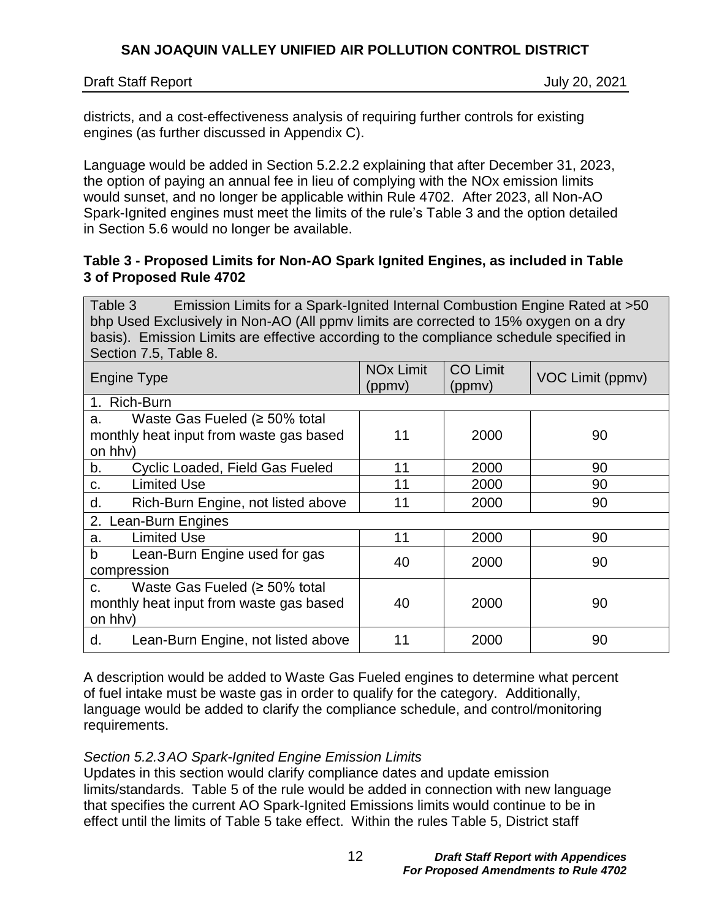districts, and a cost-effectiveness analysis of requiring further controls for existing engines (as further discussed in Appendix C).

Language would be added in Section 5.2.2.2 explaining that after December 31, 2023, the option of paying an annual fee in lieu of complying with the NOx emission limits would sunset, and no longer be applicable within Rule 4702. After 2023, all Non-AO Spark-Ignited engines must meet the limits of the rule's Table 3 and the option detailed in Section 5.6 would no longer be available.

**Table 3 - Proposed Limits for Non-AO Spark Ignited Engines, as included in Table 3 of Proposed Rule 4702**

| Table 3 Emission Limits for a Spark-Ignited Internal Combustion Engine Rated at >50 bhp Used Exclusively in Non-AO (All ppmv limits are corrected to 15% oxygen on a dry basis). Emission Limits are effective according to the compliance schedule specified in Section 7.5, Table 8. | | | |
|---|---|---|---|
| Engine Type | NOx Limit (ppmv) | CO Limit (ppmv) | VOC Limit (ppmv) |
| 1. Rich-Burn | | | |
| a. Waste Gas Fueled (≥ 50% total monthly heat input from waste gas based on hhv) | 11 | 2000 | 90 |
| b. Cyclic Loaded, Field Gas Fueled | 11 | 2000 | 90 |
| c. Limited Use | 11 | 2000 | 90 |
| d. Rich-Burn Engine, not listed above | 11 | 2000 | 90 |
| 2. Lean-Burn Engines | | | |
| a. Limited Use | 11 | 2000 | 90 |
| b Lean-Burn Engine used for gas compression | 40 | 2000 | 90 |
| c. Waste Gas Fueled (≥ 50% total monthly heat input from waste gas based on hhv) | 40 | 2000 | 90 |
| d. Lean-Burn Engine, not listed above | 11 | 2000 | 90 |

A description would be added to Waste Gas Fueled engines to determine what percent of fuel intake must be waste gas in order to qualify for the category. Additionally, language would be added to clarify the compliance schedule, and control/monitoring requirements.

*Section 5.2.3 AO Spark-Ignited Engine Emission Limits*

Updates in this section would clarify compliance dates and update emission limits/standards. Table 5 of the rule would be added in connection with new language that specifies the current AO Spark-Ignited Emissions limits would continue to be in effect until the limits of Table 5 take effect. Within the rules Table 5, District staff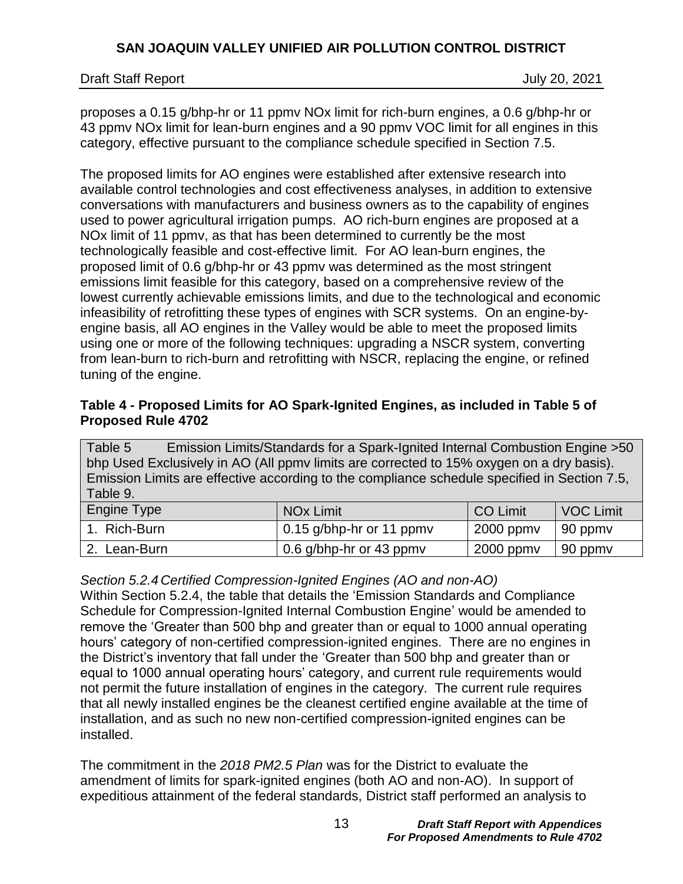proposes a 0.15 g/bhp-hr or 11 ppmv NOx limit for rich-burn engines, a 0.6 g/bhp-hr or 43 ppmv NOx limit for lean-burn engines and a 90 ppmv VOC limit for all engines in this category, effective pursuant to the compliance schedule specified in Section 7.5.

The proposed limits for AO engines were established after extensive research into available control technologies and cost effectiveness analyses, in addition to extensive conversations with manufacturers and business owners as to the capability of engines used to power agricultural irrigation pumps. AO rich-burn engines are proposed at a NOx limit of 11 ppmv, as that has been determined to currently be the most technologically feasible and cost-effective limit. For AO lean-burn engines, the proposed limit of 0.6 g/bhp-hr or 43 ppmv was determined as the most stringent emissions limit feasible for this category, based on a comprehensive review of the lowest currently achievable emissions limits, and due to the technological and economic infeasibility of retrofitting these types of engines with SCR systems. On an engine-by-engine basis, all AO engines in the Valley would be able to meet the proposed limits using one or more of the following techniques: upgrading a NSCR system, converting from lean-burn to rich-burn and retrofitting with NSCR, replacing the engine, or refined tuning of the engine.

**Table 4 - Proposed Limits for AO Spark-Ignited Engines, as included in Table 5 of Proposed Rule 4702**

| Table 5 Emission Limits/Standards for a Spark-Ignited Internal Combustion Engine >50 bhp Used Exclusively in AO (All ppmv limits are corrected to 15% oxygen on a dry basis). Emission Limits are effective according to the compliance schedule specified in Section 7.5, Table 9. | | | |
|---|---|---|---|
| Engine Type | NOx Limit | CO Limit | VOC Limit |
| 1. Rich-Burn | 0.15 g/bhp-hr or 11 ppmv | 2000 ppmv | 90 ppmv |
| 2. Lean-Burn | 0.6 g/bhp-hr or 43 ppmv | 2000 ppmv | 90 ppmv |

*Section 5.2.4 Certified Compression-Ignited Engines (AO and non-AO)*

Within Section 5.2.4, the table that details the 'Emission Standards and Compliance Schedule for Compression-Ignited Internal Combustion Engine' would be amended to remove the 'Greater than 500 bhp and greater than or equal to 1000 annual operating hours' category of non-certified compression-ignited engines. There are no engines in the District's inventory that fall under the 'Greater than 500 bhp and greater than or equal to 1000 annual operating hours' category, and current rule requirements would not permit the future installation of engines in the category. The current rule requires that all newly installed engines be the cleanest certified engine available at the time of installation, and as such no new non-certified compression-ignited engines can be installed.

The commitment in the *2018 PM2.5 Plan* was for the District to evaluate the amendment of limits for spark-ignited engines (both AO and non-AO). In support of expeditious attainment of the federal standards, District staff performed an analysis to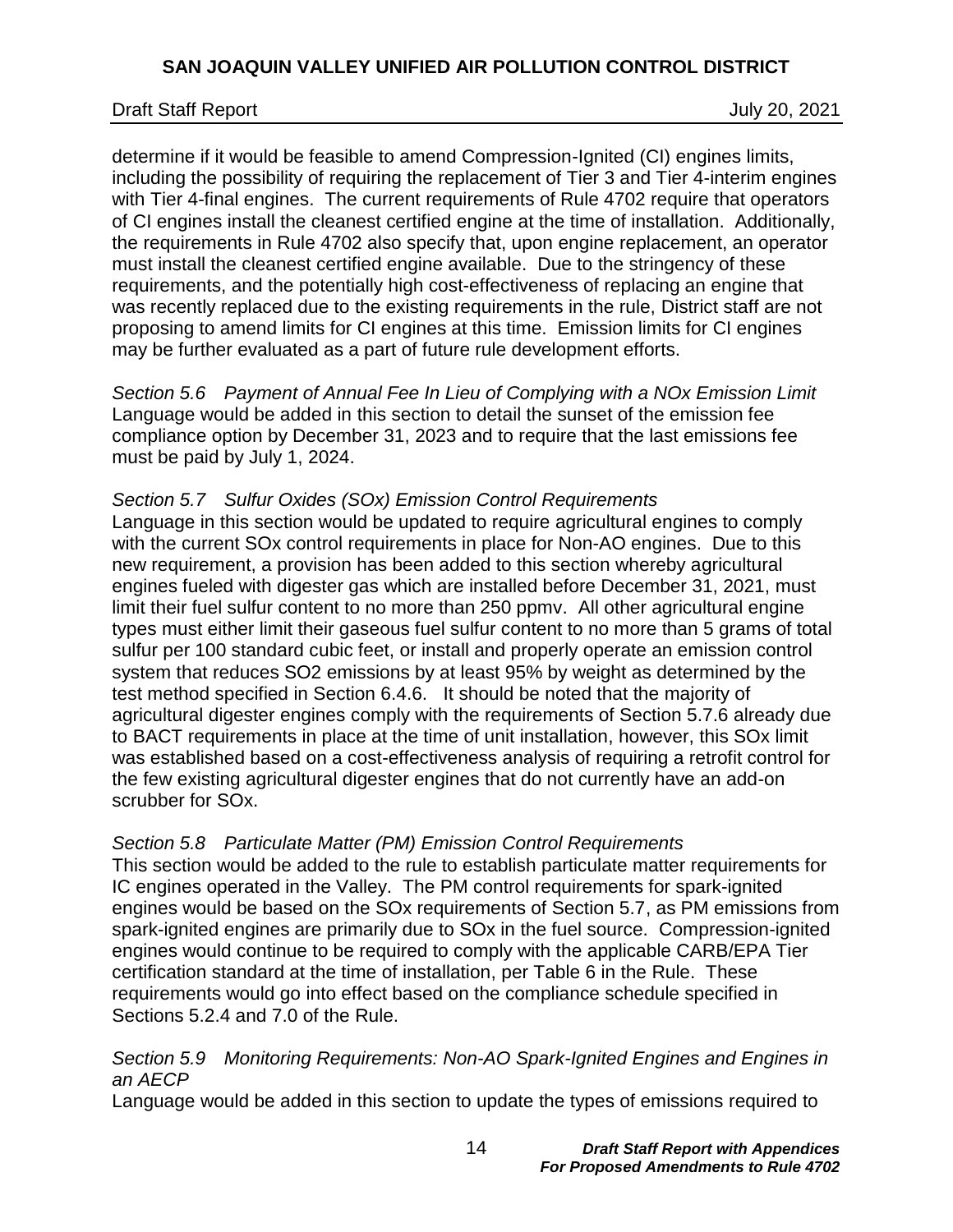determine if it would be feasible to amend Compression-Ignited (CI) engines limits, including the possibility of requiring the replacement of Tier 3 and Tier 4-interim engines with Tier 4-final engines. The current requirements of Rule 4702 require that operators of CI engines install the cleanest certified engine at the time of installation. Additionally, the requirements in Rule 4702 also specify that, upon engine replacement, an operator must install the cleanest certified engine available. Due to the stringency of these requirements, and the potentially high cost-effectiveness of replacing an engine that was recently replaced due to the existing requirements in the rule, District staff are not proposing to amend limits for CI engines at this time. Emission limits for CI engines may be further evaluated as a part of future rule development efforts.

*Section 5.6 Payment of Annual Fee In Lieu of Complying with a NOx Emission Limit*
Language would be added in this section to detail the sunset of the emission fee compliance option by December 31, 2023 and to require that the last emissions fee must be paid by July 1, 2024.

*Section 5.7 Sulfur Oxides (SOx) Emission Control Requirements*
Language in this section would be updated to require agricultural engines to comply with the current SOx control requirements in place for Non-AO engines. Due to this new requirement, a provision has been added to this section whereby agricultural engines fueled with digester gas which are installed before December 31, 2021, must limit their fuel sulfur content to no more than 250 ppmv. All other agricultural engine types must either limit their gaseous fuel sulfur content to no more than 5 grams of total sulfur per 100 standard cubic feet, or install and properly operate an emission control system that reduces $SO_2$ emissions by at least 95% by weight as determined by the test method specified in Section 6.4.6. It should be noted that the majority of agricultural digester engines comply with the requirements of Section 5.7.6 already due to BACT requirements in place at the time of unit installation, however, this SOx limit was established based on a cost-effectiveness analysis of requiring a retrofit control for the few existing agricultural digester engines that do not currently have an add-on scrubber for SOx.

*Section 5.8 Particulate Matter (PM) Emission Control Requirements*
This section would be added to the rule to establish particulate matter requirements for IC engines operated in the Valley. The PM control requirements for spark-ignited engines would be based on the SOx requirements of Section 5.7, as PM emissions from spark-ignited engines are primarily due to SOx in the fuel source. Compression-ignited engines would continue to be required to comply with the applicable CARB/EPA Tier certification standard at the time of installation, per Table 6 in the Rule. These requirements would go into effect based on the compliance schedule specified in Sections 5.2.4 and 7.0 of the Rule.

*Section 5.9 Monitoring Requirements: Non-AO Spark-Ignited Engines and Engines in an AECP*
Language would be added in this section to update the types of emissions required to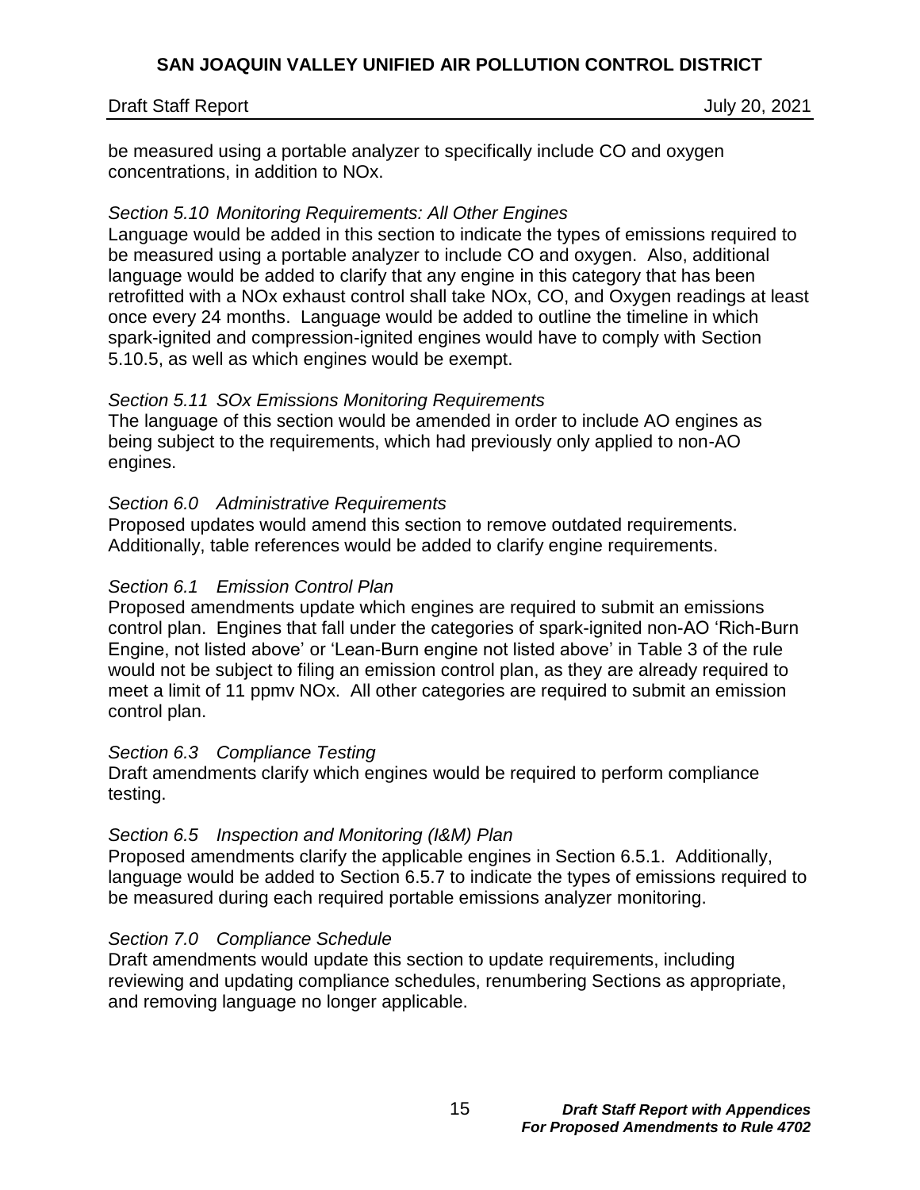be measured using a portable analyzer to specifically include CO and oxygen concentrations, in addition to NOx.

*Section 5.10 Monitoring Requirements: All Other Engines*

Language would be added in this section to indicate the types of emissions required to be measured using a portable analyzer to include CO and oxygen. Also, additional language would be added to clarify that any engine in this category that has been retrofitted with a NOx exhaust control shall take NOx, CO, and Oxygen readings at least once every 24 months. Language would be added to outline the timeline in which spark-ignited and compression-ignited engines would have to comply with Section 5.10.5, as well as which engines would be exempt.

*Section 5.11 SOx Emissions Monitoring Requirements*

The language of this section would be amended in order to include AO engines as being subject to the requirements, which had previously only applied to non-AO engines.

*Section 6.0 Administrative Requirements*

Proposed updates would amend this section to remove outdated requirements. Additionally, table references would be added to clarify engine requirements.

*Section 6.1 Emission Control Plan*

Proposed amendments update which engines are required to submit an emissions control plan. Engines that fall under the categories of spark-ignited non-AO 'Rich-Burn Engine, not listed above' or 'Lean-Burn engine not listed above' in Table 3 of the rule would not be subject to filing an emission control plan, as they are already required to meet a limit of 11 ppmv NOx. All other categories are required to submit an emission control plan.

*Section 6.3 Compliance Testing*

Draft amendments clarify which engines would be required to perform compliance testing.

*Section 6.5 Inspection and Monitoring (I&M) Plan*

Proposed amendments clarify the applicable engines in Section 6.5.1. Additionally, language would be added to Section 6.5.7 to indicate the types of emissions required to be measured during each required portable emissions analyzer monitoring.

*Section 7.0 Compliance Schedule*

Draft amendments would update this section to update requirements, including reviewing and updating compliance schedules, renumbering Sections as appropriate, and removing language no longer applicable.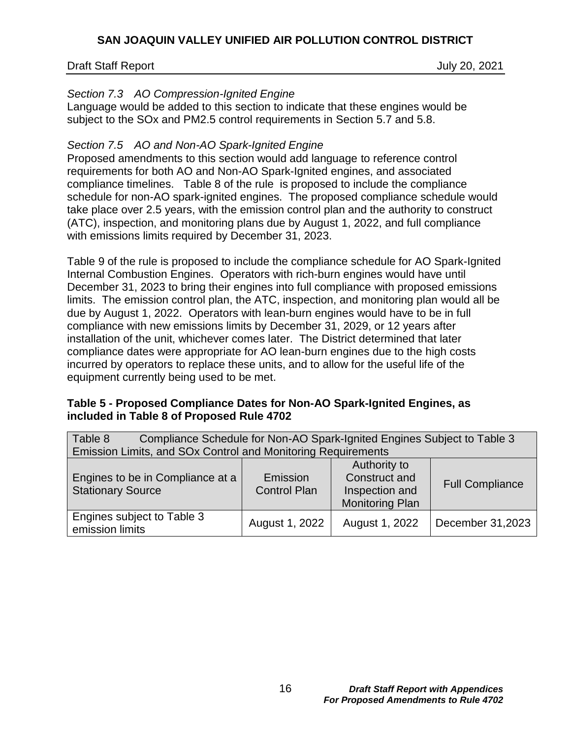*Section 7.3 AO Compression-Ignited Engine*

Language would be added to this section to indicate that these engines would be subject to the SOx and PM2.5 control requirements in Section 5.7 and 5.8.

*Section 7.5 AO and Non-AO Spark-Ignited Engine*

Proposed amendments to this section would add language to reference control requirements for both AO and Non-AO Spark-Ignited engines, and associated compliance timelines. Table 8 of the rule is proposed to include the compliance schedule for non-AO spark-ignited engines. The proposed compliance schedule would take place over 2.5 years, with the emission control plan and the authority to construct (ATC), inspection, and monitoring plans due by August 1, 2022, and full compliance with emissions limits required by December 31, 2023.

Table 9 of the rule is proposed to include the compliance schedule for AO Spark-Ignited Internal Combustion Engines. Operators with rich-burn engines would have until December 31, 2023 to bring their engines into full compliance with proposed emissions limits. The emission control plan, the ATC, inspection, and monitoring plan would all be due by August 1, 2022. Operators with lean-burn engines would have to be in full compliance with new emissions limits by December 31, 2029, or 12 years after installation of the unit, whichever comes later. The District determined that later compliance dates were appropriate for AO lean-burn engines due to the high costs incurred by operators to replace these units, and to allow for the useful life of the equipment currently being used to be met.

**Table 5 - Proposed Compliance Dates for Non-AO Spark-Ignited Engines, as included in Table 8 of Proposed Rule 4702**

| Table 8 Compliance Schedule for Non-AO Spark-Ignited Engines Subject to Table 3 Emission Limits, and SOx Control and Monitoring Requirements | | | |
|---|---|---|---|
| Engines to be in Compliance at a Stationary Source | Emission Control Plan | Authority to Construct and Inspection and Monitoring Plan | Full Compliance |
| Engines subject to Table 3 emission limits | August 1, 2022 | August 1, 2022 | December 31,2023 |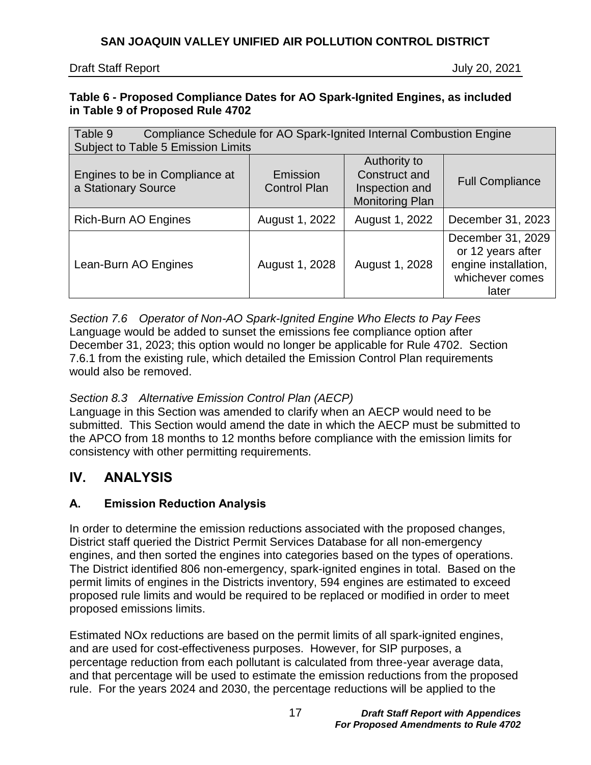**Table 6 - Proposed Compliance Dates for AO Spark-Ignited Engines, as included in Table 9 of Proposed Rule 4702**

| Table 9 Compliance Schedule for AO Spark-Ignited Internal Combustion Engine Subject to Table 5 Emission Limits | | | |
|---|---|---|---|
| Engines to be in Compliance at a Stationary Source | Emission Control Plan | Authority to Construct and Inspection and Monitoring Plan | Full Compliance |
| Rich-Burn AO Engines | August 1, 2022 | August 1, 2022 | December 31, 2023 |
| Lean-Burn AO Engines | August 1, 2028 | August 1, 2028 | December 31, 2029 or 12 years after engine installation, whichever comes later |

*Section 7.6 Operator of Non-AO Spark-Ignited Engine Who Elects to Pay Fees*
Language would be added to sunset the emissions fee compliance option after December 31, 2023; this option would no longer be applicable for Rule 4702. Section 7.6.1 from the existing rule, which detailed the Emission Control Plan requirements would also be removed.

*Section 8.3 Alternative Emission Control Plan (AECP)*
Language in this Section was amended to clarify when an AECP would need to be submitted. This Section would amend the date in which the AECP must be submitted to the APCO from 18 months to 12 months before compliance with the emission limits for consistency with other permitting requirements.

## IV. ANALYSIS

### A. Emission Reduction Analysis

In order to determine the emission reductions associated with the proposed changes, District staff queried the District Permit Services Database for all non-emergency engines, and then sorted the engines into categories based on the types of operations. The District identified 806 non-emergency, spark-ignited engines in total. Based on the permit limits of engines in the Districts inventory, 594 engines are estimated to exceed proposed rule limits and would be required to be replaced or modified in order to meet proposed emissions limits.

Estimated NOx reductions are based on the permit limits of all spark-ignited engines, and are used for cost-effectiveness purposes. However, for SIP purposes, a percentage reduction from each pollutant is calculated from three-year average data, and that percentage will be used to estimate the emission reductions from the proposed rule. For the years 2024 and 2030, the percentage reductions will be applied to the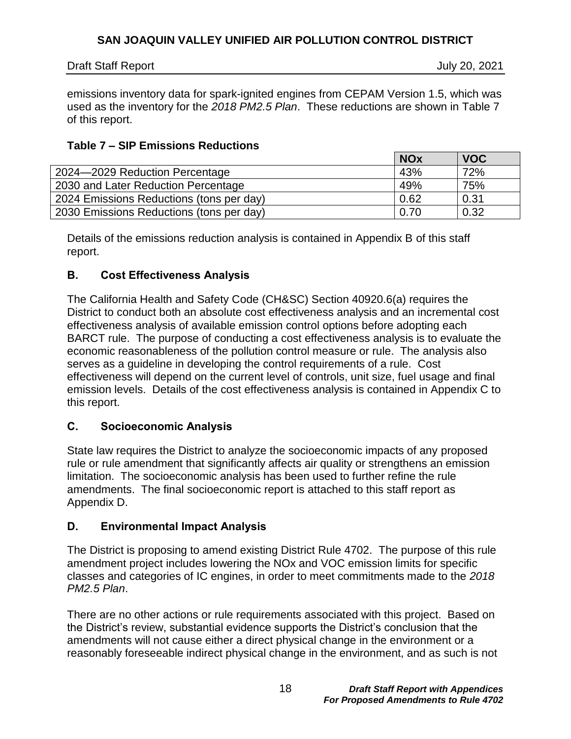emissions inventory data for spark-ignited engines from CEPAM Version 1.5, which was used as the inventory for the *2018 PM2.5 Plan*. These reductions are shown in Table 7 of this report.

**Table 7 – SIP Emissions Reductions**

| | NOx | VOC |
|---|---|---|
| 2024—2029 Reduction Percentage | 43% | 72% |
| 2030 and Later Reduction Percentage | 49% | 75% |
| 2024 Emissions Reductions (tons per day) | 0.62 | 0.31 |
| 2030 Emissions Reductions (tons per day) | 0.70 | 0.32 |

Details of the emissions reduction analysis is contained in Appendix B of this staff report.

### B. Cost Effectiveness Analysis

The California Health and Safety Code (CH&SC) Section 40920.6(a) requires the District to conduct both an absolute cost effectiveness analysis and an incremental cost effectiveness analysis of available emission control options before adopting each BARCT rule. The purpose of conducting a cost effectiveness analysis is to evaluate the economic reasonableness of the pollution control measure or rule. The analysis also serves as a guideline in developing the control requirements of a rule. Cost effectiveness will depend on the current level of controls, unit size, fuel usage and final emission levels. Details of the cost effectiveness analysis is contained in Appendix C to this report.

### C. Socioeconomic Analysis

State law requires the District to analyze the socioeconomic impacts of any proposed rule or rule amendment that significantly affects air quality or strengthens an emission limitation. The socioeconomic analysis has been used to further refine the rule amendments. The final socioeconomic report is attached to this staff report as Appendix D.

### D. Environmental Impact Analysis

The District is proposing to amend existing District Rule 4702. The purpose of this rule amendment project includes lowering the NOx and VOC emission limits for specific classes and categories of IC engines, in order to meet commitments made to the *2018 PM2.5 Plan*.

There are no other actions or rule requirements associated with this project. Based on the District's review, substantial evidence supports the District's conclusion that the amendments will not cause either a direct physical change in the environment or a reasonably foreseeable indirect physical change in the environment, and as such is not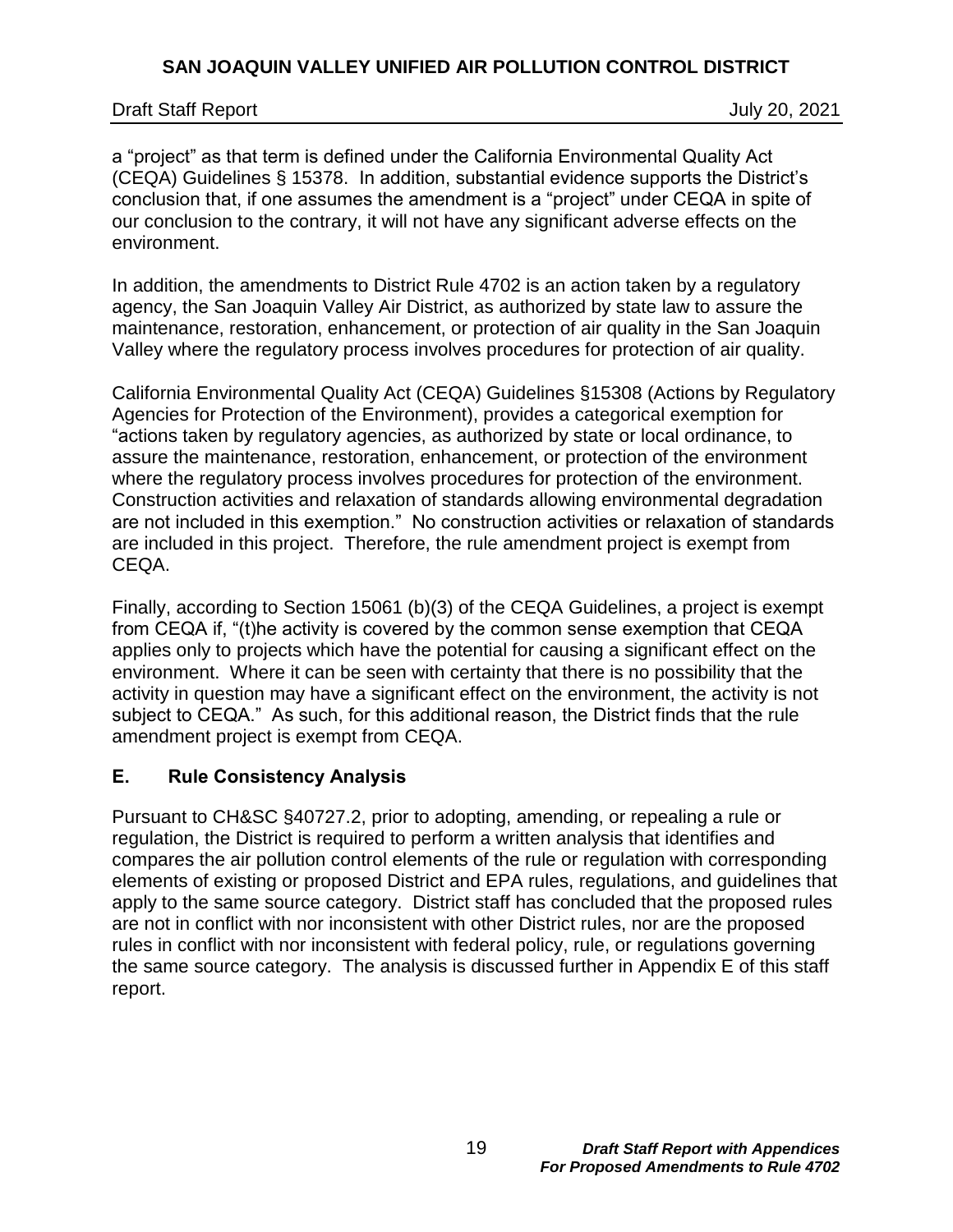a "project" as that term is defined under the California Environmental Quality Act (CEQA) Guidelines § 15378. In addition, substantial evidence supports the District's conclusion that, if one assumes the amendment is a "project" under CEQA in spite of our conclusion to the contrary, it will not have any significant adverse effects on the environment.

In addition, the amendments to District Rule 4702 is an action taken by a regulatory agency, the San Joaquin Valley Air District, as authorized by state law to assure the maintenance, restoration, enhancement, or protection of air quality in the San Joaquin Valley where the regulatory process involves procedures for protection of air quality.

California Environmental Quality Act (CEQA) Guidelines §15308 (Actions by Regulatory Agencies for Protection of the Environment), provides a categorical exemption for "actions taken by regulatory agencies, as authorized by state or local ordinance, to assure the maintenance, restoration, enhancement, or protection of the environment where the regulatory process involves procedures for protection of the environment. Construction activities and relaxation of standards allowing environmental degradation are not included in this exemption." No construction activities or relaxation of standards are included in this project. Therefore, the rule amendment project is exempt from CEQA.

Finally, according to Section 15061 (b)(3) of the CEQA Guidelines, a project is exempt from CEQA if, "(t)he activity is covered by the common sense exemption that CEQA applies only to projects which have the potential for causing a significant effect on the environment. Where it can be seen with certainty that there is no possibility that the activity in question may have a significant effect on the environment, the activity is not subject to CEQA." As such, for this additional reason, the District finds that the rule amendment project is exempt from CEQA.

## E. Rule Consistency Analysis

Pursuant to CH&SC §40727.2, prior to adopting, amending, or repealing a rule or regulation, the District is required to perform a written analysis that identifies and compares the air pollution control elements of the rule or regulation with corresponding elements of existing or proposed District and EPA rules, regulations, and guidelines that apply to the same source category. District staff has concluded that the proposed rules are not in conflict with nor inconsistent with other District rules, nor are the proposed rules in conflict with nor inconsistent with federal policy, rule, or regulations governing the same source category. The analysis is discussed further in Appendix E of this staff report.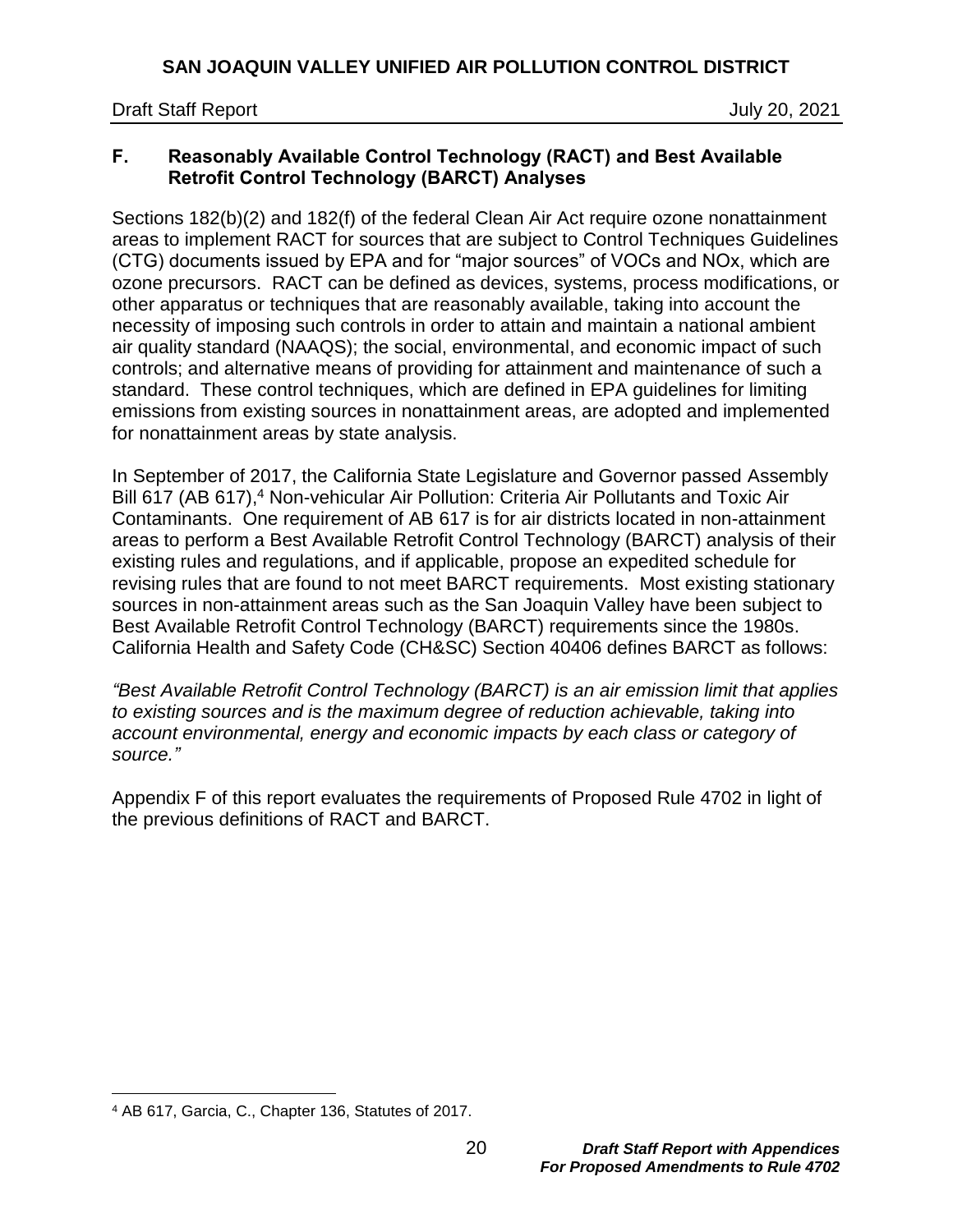## F. Reasonably Available Control Technology (RACT) and Best Available Retrofit Control Technology (BARCT) Analyses

Sections 182(b)(2) and 182(f) of the federal Clean Air Act require ozone nonattainment areas to implement RACT for sources that are subject to Control Techniques Guidelines (CTG) documents issued by EPA and for "major sources" of VOCs and NOx, which are ozone precursors. RACT can be defined as devices, systems, process modifications, or other apparatus or techniques that are reasonably available, taking into account the necessity of imposing such controls in order to attain and maintain a national ambient air quality standard (NAAQS); the social, environmental, and economic impact of such controls; and alternative means of providing for attainment and maintenance of such a standard. These control techniques, which are defined in EPA guidelines for limiting emissions from existing sources in nonattainment areas, are adopted and implemented for nonattainment areas by state analysis.

In September of 2017, the California State Legislature and Governor passed Assembly Bill 617 (AB 617),[4] Non-vehicular Air Pollution: Criteria Air Pollutants and Toxic Air Contaminants. One requirement of AB 617 is for air districts located in non-attainment areas to perform a Best Available Retrofit Control Technology (BARCT) analysis of their existing rules and regulations, and if applicable, propose an expedited schedule for revising rules that are found to not meet BARCT requirements. Most existing stationary sources in non-attainment areas such as the San Joaquin Valley have been subject to Best Available Retrofit Control Technology (BARCT) requirements since the 1980s. California Health and Safety Code (CH&SC) Section 40406 defines BARCT as follows:

*"Best Available Retrofit Control Technology (BARCT) is an air emission limit that applies to existing sources and is the maximum degree of reduction achievable, taking into account environmental, energy and economic impacts by each class or category of source."*

Appendix F of this report evaluates the requirements of Proposed Rule 4702 in light of the previous definitions of RACT and BARCT.

[4] AB 617, Garcia, C., Chapter 136, Statutes of 2017.